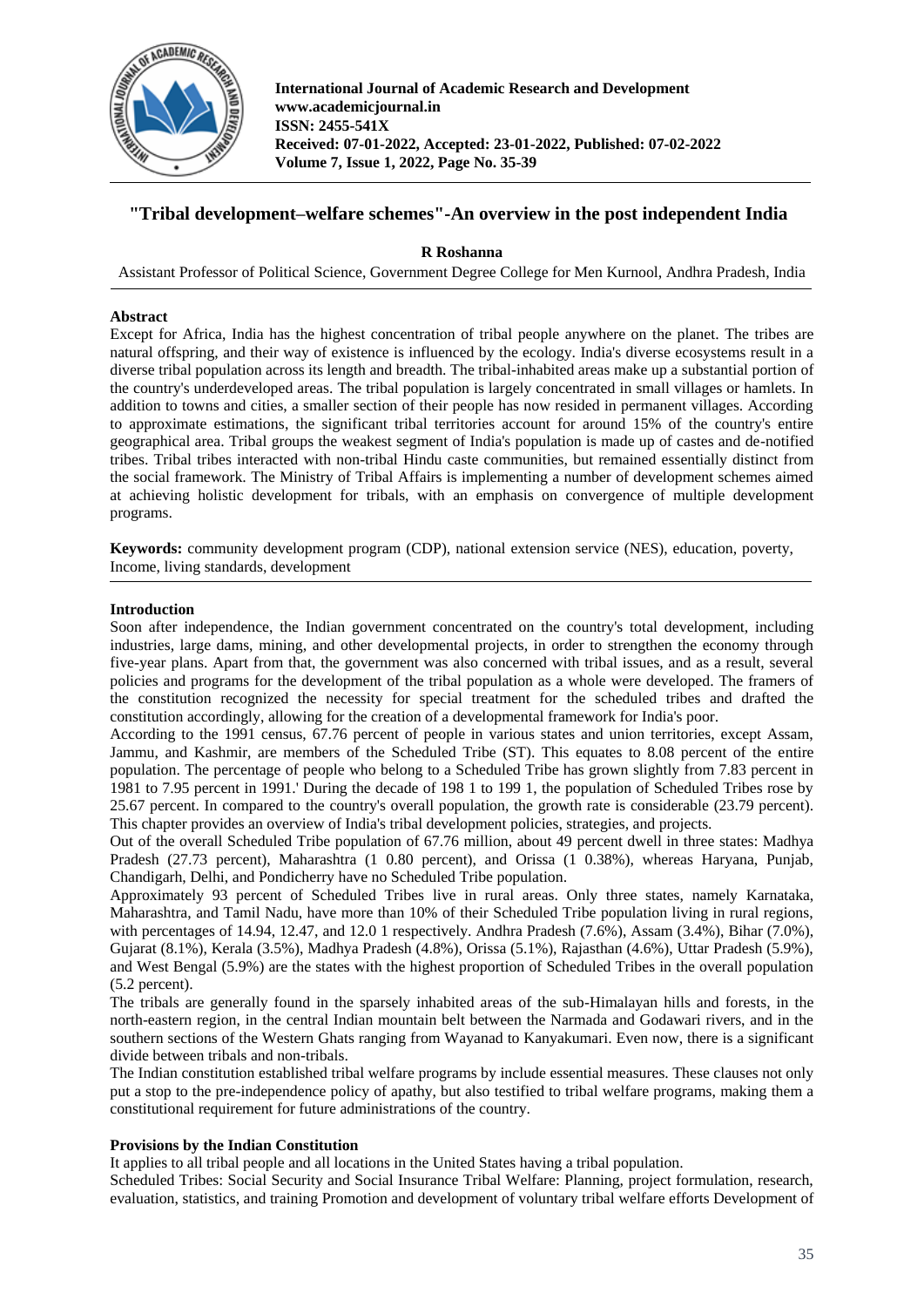# "Tribal development–welfare schemes"-An overview in the post independent India

**R Roshanna**

Assistant Professor of Political Science, Government Degree College for Men Kurnool, Andhra Pradesh, India

## Abstract

Except for Africa, India has the highest concentration of tribal people anywhere on the planet. The tribes are natural offspring, and their way of existence is influenced by the ecology. India's diverse ecosystems result in a diverse tribal population across its length and breadth. The tribal-inhabited areas make up a substantial portion of the country's underdeveloped areas. The tribal population is largely concentrated in small villages or hamlets. In addition to towns and cities, a smaller section of their people has now resided in permanent villages. According to approximate estimations, the significant tribal territories account for around 15% of the country's entire geographical area. Tribal groups the weakest segment of India's population is made up of castes and de-notified tribes. Tribal tribes interacted with non-tribal Hindu caste communities, but remained essentially distinct from the social framework. The Ministry of Tribal Affairs is implementing a number of development schemes aimed at achieving holistic development for tribals, with an emphasis on convergence of multiple development programs.

**Keywords:** community development program (CDP), national extension service (NES), education, poverty, Income, living standards, development

## Introduction

Soon after independence, the Indian government concentrated on the country's total development, including industries, large dams, mining, and other developmental projects, in order to strengthen the economy through five-year plans. Apart from that, the government was also concerned with tribal issues, and as a result, several policies and programs for the development of the tribal population as a whole were developed. The framers of the constitution recognized the necessity for special treatment for the scheduled tribes and drafted the constitution accordingly, allowing for the creation of a developmental framework for India's poor.

According to the 1991 census, 67.76 percent of people in various states and union territories, except Assam, Jammu, and Kashmir, are members of the Scheduled Tribe (ST). This equates to 8.08 percent of the entire population. The percentage of people who belong to a Scheduled Tribe has grown slightly from 7.83 percent in 1981 to 7.95 percent in 1991.' During the decade of 198 1 to 199 1, the population of Scheduled Tribes rose by 25.67 percent. In compared to the country's overall population, the growth rate is considerable (23.79 percent). This chapter provides an overview of India's tribal development policies, strategies, and projects.

Out of the overall Scheduled Tribe population of 67.76 million, about 49 percent dwell in three states: Madhya Pradesh (27.73 percent), Maharashtra (1 0.80 percent), and Orissa (1 0.38%), whereas Haryana, Punjab, Chandigarh, Delhi, and Pondicherry have no Scheduled Tribe population.

Approximately 93 percent of Scheduled Tribes live in rural areas. Only three states, namely Karnataka, Maharashtra, and Tamil Nadu, have more than 10% of their Scheduled Tribe population living in rural regions, with percentages of 14.94, 12.47, and 12.0 1 respectively. Andhra Pradesh (7.6%), Assam (3.4%), Bihar (7.0%), Gujarat (8.1%), Kerala (3.5%), Madhya Pradesh (4.8%), Orissa (5.1%), Rajasthan (4.6%), Uttar Pradesh (5.9%), and West Bengal (5.9%) are the states with the highest proportion of Scheduled Tribes in the overall population (5.2 percent).

The tribals are generally found in the sparsely inhabited areas of the sub-Himalayan hills and forests, in the north-eastern region, in the central Indian mountain belt between the Narmada and Godawari rivers, and in the southern sections of the Western Ghats ranging from Wayanad to Kanyakumari. Even now, there is a significant divide between tribals and non-tribals.

The Indian constitution established tribal welfare programs by include essential measures. These clauses not only put a stop to the pre-independence policy of apathy, but also testified to tribal welfare programs, making them a constitutional requirement for future administrations of the country.

## Provisions by the Indian Constitution

It applies to all tribal people and all locations in the United States having a tribal population.

Scheduled Tribes: Social Security and Social Insurance Tribal Welfare: Planning, project formulation, research, evaluation, statistics, and training Promotion and development of voluntary tribal welfare efforts Development of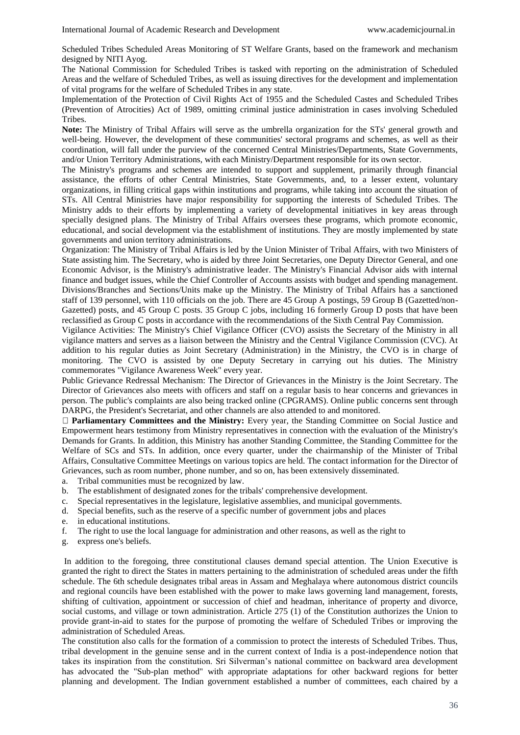Scheduled Tribes Scheduled Areas Monitoring of ST Welfare Grants, based on the framework and mechanism designed by NITI Ayog.

The National Commission for Scheduled Tribes is tasked with reporting on the administration of Scheduled Areas and the welfare of Scheduled Tribes, as well as issuing directives for the development and implementation of vital programs for the welfare of Scheduled Tribes in any state.

Implementation of the Protection of Civil Rights Act of 1955 and the Scheduled Castes and Scheduled Tribes (Prevention of Atrocities) Act of 1989, omitting criminal justice administration in cases involving Scheduled Tribes.

**Note:** The Ministry of Tribal Affairs will serve as the umbrella organization for the STs' general growth and well-being. However, the development of these communities' sectoral programs and schemes, as well as their coordination, will fall under the purview of the concerned Central Ministries/Departments, State Governments, and/or Union Territory Administrations, with each Ministry/Department responsible for its own sector.

The Ministry's programs and schemes are intended to support and supplement, primarily through financial assistance, the efforts of other Central Ministries, State Governments, and, to a lesser extent, voluntary organizations, in filling critical gaps within institutions and programs, while taking into account the situation of STs. All Central Ministries have major responsibility for supporting the interests of Scheduled Tribes. The Ministry adds to their efforts by implementing a variety of developmental initiatives in key areas through specially designed plans. The Ministry of Tribal Affairs oversees these programs, which promote economic, educational, and social development via the establishment of institutions. They are mostly implemented by state governments and union territory administrations.

Organization: The Ministry of Tribal Affairs is led by the Union Minister of Tribal Affairs, with two Ministers of State assisting him. The Secretary, who is aided by three Joint Secretaries, one Deputy Director General, and one Economic Advisor, is the Ministry's administrative leader. The Ministry's Financial Advisor aids with internal finance and budget issues, while the Chief Controller of Accounts assists with budget and spending management. Divisions/Branches and Sections/Units make up the Ministry. The Ministry of Tribal Affairs has a sanctioned staff of 139 personnel, with 110 officials on the job. There are 45 Group A postings, 59 Group B (Gazetted/non-Gazetted) posts, and 45 Group C posts. 35 Group C jobs, including 16 formerly Group D posts that have been reclassified as Group C posts in accordance with the recommendations of the Sixth Central Pay Commission.

Vigilance Activities: The Ministry's Chief Vigilance Officer (CVO) assists the Secretary of the Ministry in all vigilance matters and serves as a liaison between the Ministry and the Central Vigilance Commission (CVC). At addition to his regular duties as Joint Secretary (Administration) in the Ministry, the CVO is in charge of monitoring. The CVO is assisted by one Deputy Secretary in carrying out his duties. The Ministry commemorates "Vigilance Awareness Week" every year.

Public Grievance Redressal Mechanism: The Director of Grievances in the Ministry is the Joint Secretary. The Director of Grievances also meets with officers and staff on a regular basis to hear concerns and grievances in person. The public's complaints are also being tracked online (CPGRAMS). Online public concerns sent through DARPG, the President's Secretariat, and other channels are also attended to and monitored.

- **Parliamentary Committees and the Ministry:** Every year, the Standing Committee on Social Justice and Empowerment hears testimony from Ministry representatives in connection with the evaluation of the Ministry's Demands for Grants. In addition, this Ministry has another Standing Committee, the Standing Committee for the Welfare of SCs and STs. In addition, once every quarter, under the chairmanship of the Minister of Tribal Affairs, Consultative Committee Meetings on various topics are held. The contact information for the Director of Grievances, such as room number, phone number, and so on, has been extensively disseminated.

a. Tribal communities must be recognized by law.
b. The establishment of designated zones for the tribals' comprehensive development.
c. Special representatives in the legislature, legislative assemblies, and municipal governments.
d. Special benefits, such as the reserve of a specific number of government jobs and places
e. in educational institutions.
f. The right to use the local language for administration and other reasons, as well as the right to
g. express one's beliefs.

In addition to the foregoing, three constitutional clauses demand special attention. The Union Executive is granted the right to direct the States in matters pertaining to the administration of scheduled areas under the fifth schedule. The 6th schedule designates tribal areas in Assam and Meghalaya where autonomous district councils and regional councils have been established with the power to make laws governing land management, forests, shifting of cultivation, appointment or succession of chief and headman, inheritance of property and divorce, social customs, and village or town administration. Article 275 (1) of the Constitution authorizes the Union to provide grant-in-aid to states for the purpose of promoting the welfare of Scheduled Tribes or improving the administration of Scheduled Areas.

The constitution also calls for the formation of a commission to protect the interests of Scheduled Tribes. Thus, tribal development in the genuine sense and in the current context of India is a post-independence notion that takes its inspiration from the constitution. Sri Silverman's national committee on backward area development has advocated the "Sub-plan method" with appropriate adaptations for other backward regions for better planning and development. The Indian government established a number of committees, each chaired by a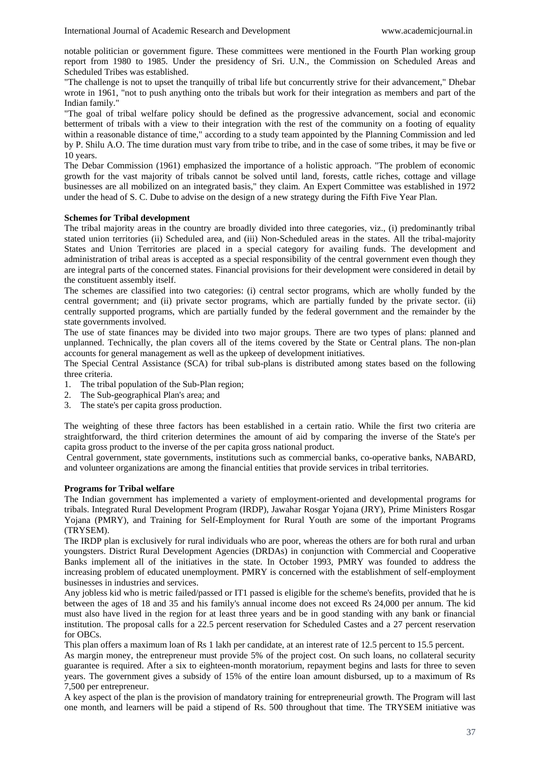notable politician or government figure. These committees were mentioned in the Fourth Plan working group report from 1980 to 1985. Under the presidency of Sri. U.N., the Commission on Scheduled Areas and Scheduled Tribes was established.

"The challenge is not to upset the tranquilly of tribal life but concurrently strive for their advancement," Dhebar wrote in 1961, "not to push anything onto the tribals but work for their integration as members and part of the Indian family."

"The goal of tribal welfare policy should be defined as the progressive advancement, social and economic betterment of tribals with a view to their integration with the rest of the community on a footing of equality within a reasonable distance of time," according to a study team appointed by the Planning Commission and led by P. Shilu A.O. The time duration must vary from tribe to tribe, and in the case of some tribes, it may be five or 10 years.

The Debar Commission (1961) emphasized the importance of a holistic approach. "The problem of economic growth for the vast majority of tribals cannot be solved until land, forests, cattle riches, cottage and village businesses are all mobilized on an integrated basis," they claim. An Expert Committee was established in 1972 under the head of S. C. Dube to advise on the design of a new strategy during the Fifth Five Year Plan.

**Schemes for Tribal development**

The tribal majority areas in the country are broadly divided into three categories, viz., (i) predominantly tribal stated union territories (ii) Scheduled area, and (iii) Non-Scheduled areas in the states. All the tribal-majority States and Union Territories are placed in a special category for availing funds. The development and administration of tribal areas is accepted as a special responsibility of the central government even though they are integral parts of the concerned states. Financial provisions for their development were considered in detail by the constituent assembly itself.

The schemes are classified into two categories: (i) central sector programs, which are wholly funded by the central government; and (ii) private sector programs, which are partially funded by the private sector. (ii) centrally supported programs, which are partially funded by the federal government and the remainder by the state governments involved.

The use of state finances may be divided into two major groups. There are two types of plans: planned and unplanned. Technically, the plan covers all of the items covered by the State or Central plans. The non-plan accounts for general management as well as the upkeep of development initiatives.

The Special Central Assistance (SCA) for tribal sub-plans is distributed among states based on the following three criteria.

1. The tribal population of the Sub-Plan region;
2. The Sub-geographical Plan's area; and
3. The state's per capita gross production.

The weighting of these three factors has been established in a certain ratio. While the first two criteria are straightforward, the third criterion determines the amount of aid by comparing the inverse of the State's per capita gross product to the inverse of the per capita gross national product.

Central government, state governments, institutions such as commercial banks, co-operative banks, NABARD, and volunteer organizations are among the financial entities that provide services in tribal territories.

**Programs for Tribal welfare**

The Indian government has implemented a variety of employment-oriented and developmental programs for tribals. Integrated Rural Development Program (IRDP), Jawahar Rosgar Yojana (JRY), Prime Ministers Rosgar Yojana (PMRY), and Training for Self-Employment for Rural Youth are some of the important Programs (TRYSEM).

The IRDP plan is exclusively for rural individuals who are poor, whereas the others are for both rural and urban youngsters. District Rural Development Agencies (DRDAs) in conjunction with Commercial and Cooperative Banks implement all of the initiatives in the state. In October 1993, PMRY was founded to address the increasing problem of educated unemployment. PMRY is concerned with the establishment of self-employment businesses in industries and services.

Any jobless kid who is metric failed/passed or IT1 passed is eligible for the scheme's benefits, provided that he is between the ages of 18 and 35 and his family's annual income does not exceed Rs 24,000 per annum. The kid must also have lived in the region for at least three years and be in good standing with any bank or financial institution. The proposal calls for a 22.5 percent reservation for Scheduled Castes and a 27 percent reservation for OBCs.

This plan offers a maximum loan of Rs 1 lakh per candidate, at an interest rate of 12.5 percent to 15.5 percent.

As margin money, the entrepreneur must provide 5% of the project cost. On such loans, no collateral security guarantee is required. After a six to eighteen-month moratorium, repayment begins and lasts for three to seven years. The government gives a subsidy of 15% of the entire loan amount disbursed, up to a maximum of Rs 7,500 per entrepreneur.

A key aspect of the plan is the provision of mandatory training for entrepreneurial growth. The Program will last one month, and learners will be paid a stipend of Rs. 500 throughout that time. The TRYSEM initiative was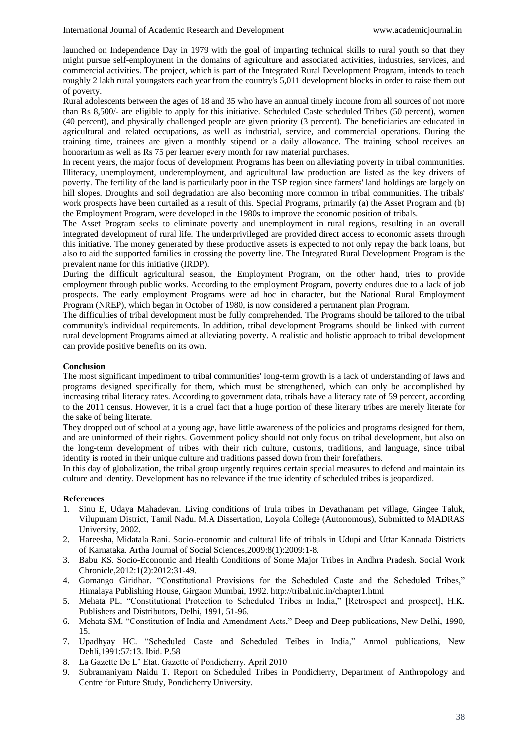launched on Independence Day in 1979 with the goal of imparting technical skills to rural youth so that they might pursue self-employment in the domains of agriculture and associated activities, industries, services, and commercial activities. The project, which is part of the Integrated Rural Development Program, intends to teach roughly 2 lakh rural youngsters each year from the country's 5,011 development blocks in order to raise them out of poverty.

Rural adolescents between the ages of 18 and 35 who have an annual timely income from all sources of not more than Rs 8,500/- are eligible to apply for this initiative. Scheduled Caste scheduled Tribes (50 percent), women (40 percent), and physically challenged people are given priority (3 percent). The beneficiaries are educated in agricultural and related occupations, as well as industrial, service, and commercial operations. During the training time, trainees are given a monthly stipend or a daily allowance. The training school receives an honorarium as well as Rs 75 per learner every month for raw material purchases.

In recent years, the major focus of development Programs has been on alleviating poverty in tribal communities. Illiteracy, unemployment, underemployment, and agricultural law production are listed as the key drivers of poverty. The fertility of the land is particularly poor in the TSP region since farmers' land holdings are largely on hill slopes. Droughts and soil degradation are also becoming more common in tribal communities. The tribals' work prospects have been curtailed as a result of this. Special Programs, primarily (a) the Asset Program and (b) the Employment Program, were developed in the 1980s to improve the economic position of tribals.

The Asset Program seeks to eliminate poverty and unemployment in rural regions, resulting in an overall integrated development of rural life. The underprivileged are provided direct access to economic assets through this initiative. The money generated by these productive assets is expected to not only repay the bank loans, but also to aid the supported families in crossing the poverty line. The Integrated Rural Development Program is the prevalent name for this initiative (IRDP).

During the difficult agricultural season, the Employment Program, on the other hand, tries to provide employment through public works. According to the employment Program, poverty endures due to a lack of job prospects. The early employment Programs were ad hoc in character, but the National Rural Employment Program (NREP), which began in October of 1980, is now considered a permanent plan Program.

The difficulties of tribal development must be fully comprehended. The Programs should be tailored to the tribal community's individual requirements. In addition, tribal development Programs should be linked with current rural development Programs aimed at alleviating poverty. A realistic and holistic approach to tribal development can provide positive benefits on its own.

## Conclusion

The most significant impediment to tribal communities' long-term growth is a lack of understanding of laws and programs designed specifically for them, which must be strengthened, which can only be accomplished by increasing tribal literacy rates. According to government data, tribals have a literacy rate of 59 percent, according to the 2011 census. However, it is a cruel fact that a huge portion of these literary tribes are merely literate for the sake of being literate.

They dropped out of school at a young age, have little awareness of the policies and programs designed for them, and are uninformed of their rights. Government policy should not only focus on tribal development, but also on the long-term development of tribes with their rich culture, customs, traditions, and language, since tribal identity is rooted in their unique culture and traditions passed down from their forefathers.

In this day of globalization, the tribal group urgently requires certain special measures to defend and maintain its culture and identity. Development has no relevance if the true identity of scheduled tribes is jeopardized.

## References

1. Sinu E, Udaya Mahadevan. Living conditions of Irula tribes in Devathanam pet village, Gingee Taluk, Vilupuram District, Tamil Nadu. M.A Dissertation, Loyola College (Autonomous), Submitted to MADRAS University, 2002.
2. Hareesha, Midatala Rani. Socio-economic and cultural life of tribals in Udupi and Uttar Kannada Districts of Karnataka. Artha Journal of Social Sciences,2009:8(1):2009:1-8.
3. Babu KS. Socio-Economic and Health Conditions of Some Major Tribes in Andhra Pradesh. Social Work Chronicle,2012:1(2):2012:31-49.
4. Gomango Giridhar. "Constitutional Provisions for the Scheduled Caste and the Scheduled Tribes," Himalaya Publishing House, Girgaon Mumbai, 1992. http://tribal.nic.in/chapter1.html
5. Mehata PL. "Constitutional Protection to Scheduled Tribes in India," [Retrospect and prospect], H.K. Publishers and Distributors, Delhi, 1991, 51-96.
6. Mehata SM. "Constitution of India and Amendment Acts," Deep and Deep publications, New Delhi, 1990, 15.
7. Upadhyay HC. "Scheduled Caste and Scheduled Teibes in India," Anmol publications, New Dehli,1991:57:13. Ibid. P.58
8. La Gazette De L' Etat. Gazette of Pondicherry. April 2010
9. Subramaniyam Naidu T. Report on Scheduled Tribes in Pondicherry, Department of Anthropology and Centre for Future Study, Pondicherry University.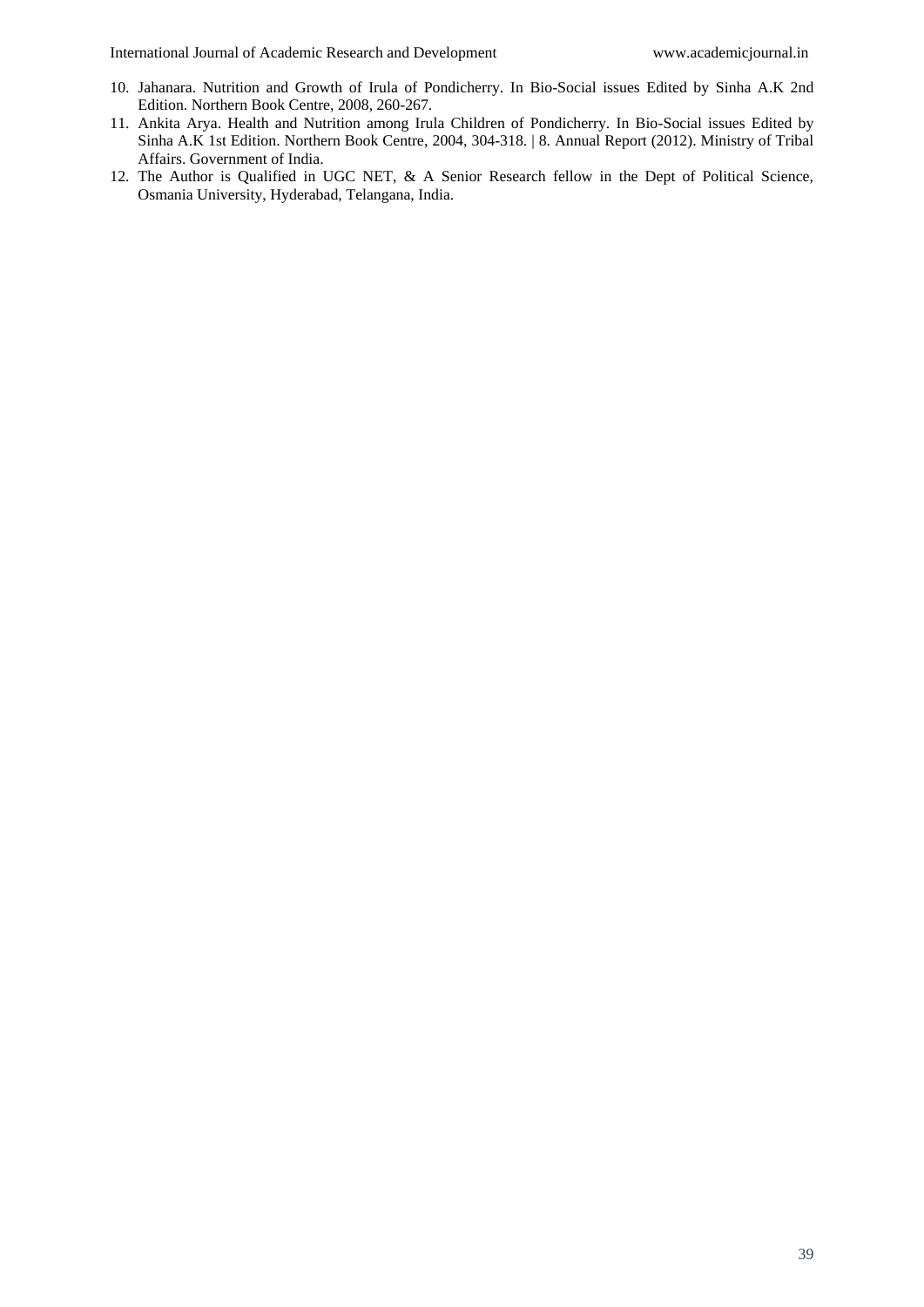10. Jahanara. Nutrition and Growth of Irula of Pondicherry. In Bio-Social issues Edited by Sinha A.K 2nd Edition. Northern Book Centre, 2008, 260-267.
11. Ankita Arya. Health and Nutrition among Irula Children of Pondicherry. In Bio-Social issues Edited by Sinha A.K 1st Edition. Northern Book Centre, 2004, 304-318. | 8. Annual Report (2012). Ministry of Tribal Affairs. Government of India.
12. The Author is Qualified in UGC NET, & A Senior Research fellow in the Dept of Political Science, Osmania University, Hyderabad, Telangana, India.